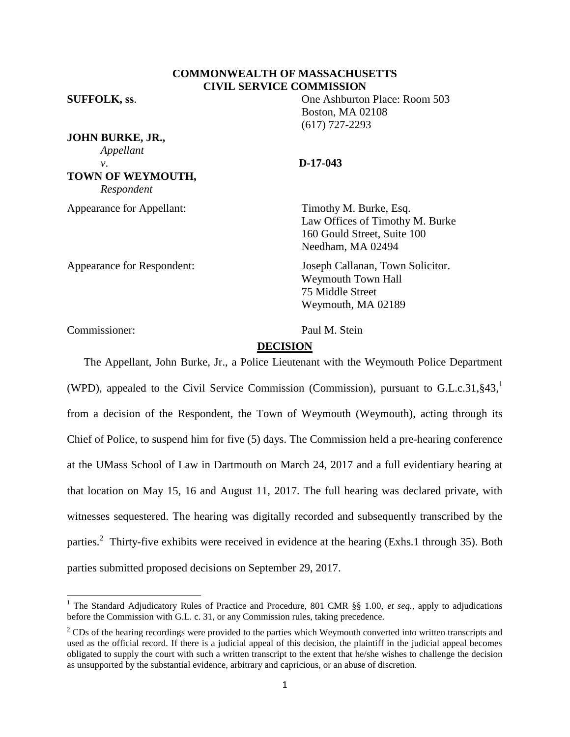**COMMONWEALTH OF MASSACHUSETTS**
**CIVIL SERVICE COMMISSION**

**SUFFOLK, ss**.

One Ashburton Place: Room 503
Boston, MA 02108
(617) 727-2293

**JOHN BURKE, JR.,**
*Appellant*
*v*.
**TOWN OF WEYMOUTH,**
*Respondent*

**D-17-043**

Appearance for Appellant: Timothy M. Burke, Esq.
Law Offices of Timothy M. Burke
160 Gould Street, Suite 100
Needham, MA 02494

Appearance for Respondent: Joseph Callanan, Town Solicitor.
Weymouth Town Hall
75 Middle Street
Weymouth, MA 02189

Commissioner: Paul M. Stein

## DECISION

The Appellant, John Burke, Jr., a Police Lieutenant with the Weymouth Police Department (WPD), appealed to the Civil Service Commission (Commission), pursuant to G.L.c.31,§43,[1] from a decision of the Respondent, the Town of Weymouth (Weymouth), acting through its Chief of Police, to suspend him for five (5) days. The Commission held a pre-hearing conference at the UMass School of Law in Dartmouth on March 24, 2017 and a full evidentiary hearing at that location on May 15, 16 and August 11, 2017. The full hearing was declared private, with witnesses sequestered. The hearing was digitally recorded and subsequently transcribed by the parties.[2] Thirty-five exhibits were received in evidence at the hearing (Exhs.1 through 35). Both parties submitted proposed decisions on September 29, 2017.

---

[1] The Standard Adjudicatory Rules of Practice and Procedure, 801 CMR §§ 1.00, *et seq.*, apply to adjudications before the Commission with G.L. c. 31, or any Commission rules, taking precedence.

[2] CDs of the hearing recordings were provided to the parties which Weymouth converted into written transcripts and used as the official record. If there is a judicial appeal of this decision, the plaintiff in the judicial appeal becomes obligated to supply the court with such a written transcript to the extent that he/she wishes to challenge the decision as unsupported by the substantial evidence, arbitrary and capricious, or an abuse of discretion.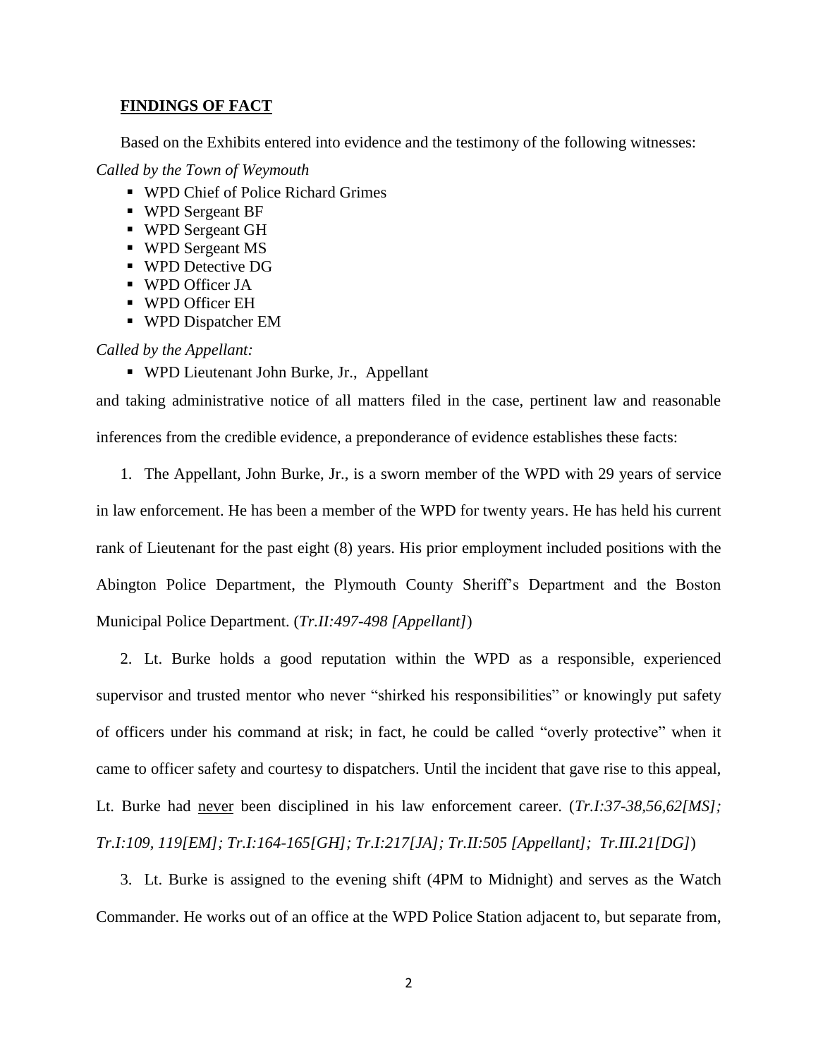## FINDINGS OF FACT

Based on the Exhibits entered into evidence and the testimony of the following witnesses:

*Called by the Town of Weymouth*

- WPD Chief of Police Richard Grimes
- WPD Sergeant BF
- WPD Sergeant GH
- WPD Sergeant MS
- WPD Detective DG
- WPD Officer JA
- WPD Officer EH
- WPD Dispatcher EM

*Called by the Appellant:*

- WPD Lieutenant John Burke, Jr., Appellant

and taking administrative notice of all matters filed in the case, pertinent law and reasonable inferences from the credible evidence, a preponderance of evidence establishes these facts:

1. The Appellant, John Burke, Jr., is a sworn member of the WPD with 29 years of service in law enforcement. He has been a member of the WPD for twenty years. He has held his current rank of Lieutenant for the past eight (8) years. His prior employment included positions with the Abington Police Department, the Plymouth County Sheriff's Department and the Boston Municipal Police Department. (*Tr.II:497-498 [Appellant]*)

2. Lt. Burke holds a good reputation within the WPD as a responsible, experienced supervisor and trusted mentor who never "shirked his responsibilities" or knowingly put safety of officers under his command at risk; in fact, he could be called "overly protective" when it came to officer safety and courtesy to dispatchers. Until the incident that gave rise to this appeal, Lt. Burke had never been disciplined in his law enforcement career. (*Tr.I:37-38,56,62[MS]; Tr.I:109, 119[EM]; Tr.I:164-165[GH]; Tr.I:217[JA]; Tr.II:505 [Appellant]; Tr.III.21[DG]*)

3. Lt. Burke is assigned to the evening shift (4PM to Midnight) and serves as the Watch Commander. He works out of an office at the WPD Police Station adjacent to, but separate from,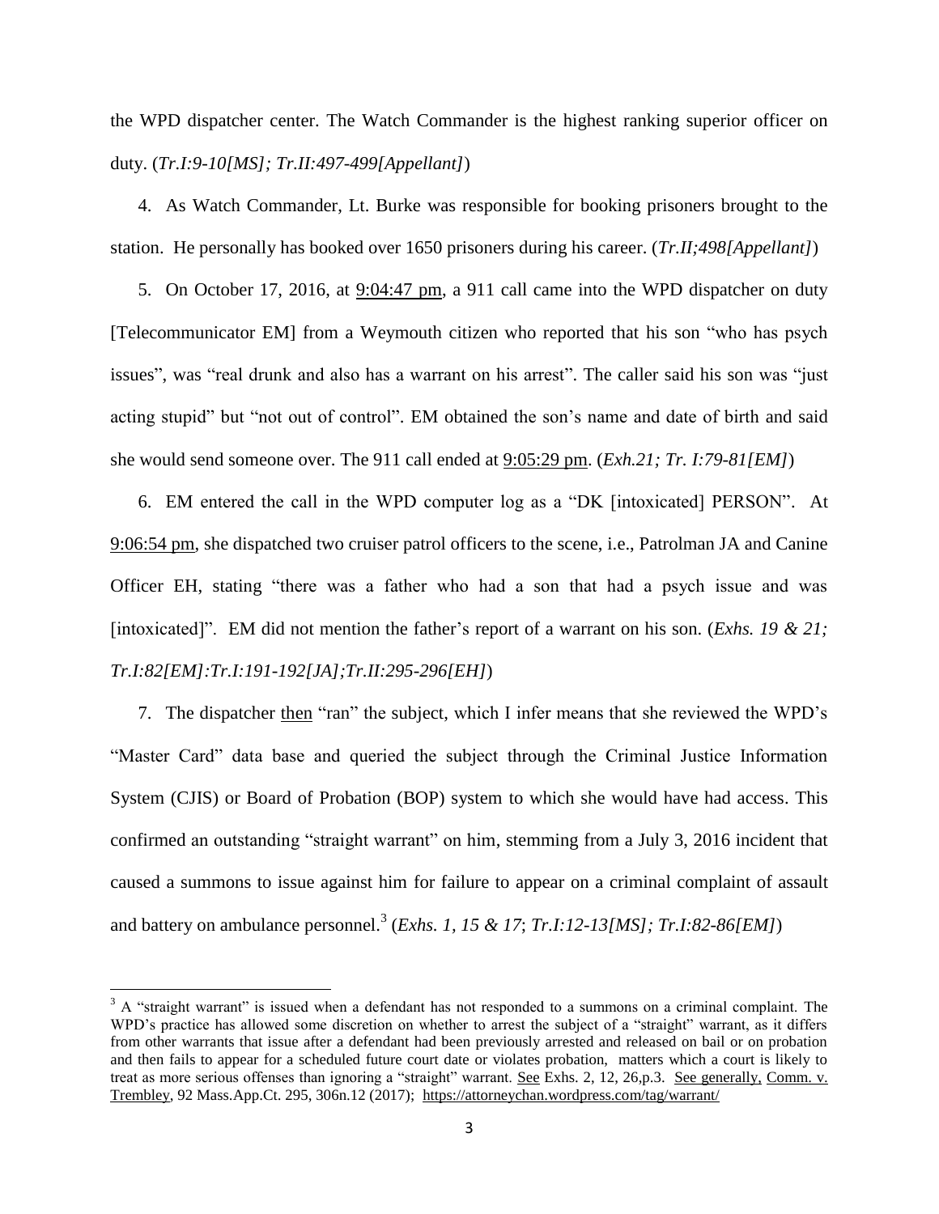the WPD dispatcher center. The Watch Commander is the highest ranking superior officer on duty. (*Tr.I:9-10[MS]; Tr.II:497-499[Appellant]*)

4. As Watch Commander, Lt. Burke was responsible for booking prisoners brought to the station. He personally has booked over 1650 prisoners during his career. (*Tr.II;498[Appellant]*)

5. On October 17, 2016, at 9:04:47 pm, a 911 call came into the WPD dispatcher on duty [Telecommunicator EM] from a Weymouth citizen who reported that his son "who has psych issues", was "real drunk and also has a warrant on his arrest". The caller said his son was "just acting stupid" but "not out of control". EM obtained the son's name and date of birth and said she would send someone over. The 911 call ended at 9:05:29 pm. (*Exh.21; Tr. I:79-81[EM]*)

6. EM entered the call in the WPD computer log as a "DK [intoxicated] PERSON". At 9:06:54 pm, she dispatched two cruiser patrol officers to the scene, i.e., Patrolman JA and Canine Officer EH, stating "there was a father who had a son that had a psych issue and was [intoxicated]". EM did not mention the father's report of a warrant on his son. (*Exhs. 19 & 21; Tr.I:82[EM]:Tr.I:191-192[JA];Tr.II:295-296[EH]*)

7. The dispatcher then "ran" the subject, which I infer means that she reviewed the WPD's "Master Card" data base and queried the subject through the Criminal Justice Information System (CJIS) or Board of Probation (BOP) system to which she would have had access. This confirmed an outstanding "straight warrant" on him, stemming from a July 3, 2016 incident that caused a summons to issue against him for failure to appear on a criminal complaint of assault and battery on ambulance personnel.[3] (*Exhs. 1, 15 & 17*; *Tr.I:12-13[MS]; Tr.I:82-86[EM]*)

---

[3] A "straight warrant" is issued when a defendant has not responded to a summons on a criminal complaint. The WPD's practice has allowed some discretion on whether to arrest the subject of a "straight" warrant, as it differs from other warrants that issue after a defendant had been previously arrested and released on bail or on probation and then fails to appear for a scheduled future court date or violates probation, matters which a court is likely to treat as more serious offenses than ignoring a "straight" warrant. See Exhs. 2, 12, 26,p.3. See generally, Comm. v. Trembley, 92 Mass.App.Ct. 295, 306n.12 (2017); https://attorneychan.wordpress.com/tag/warrant/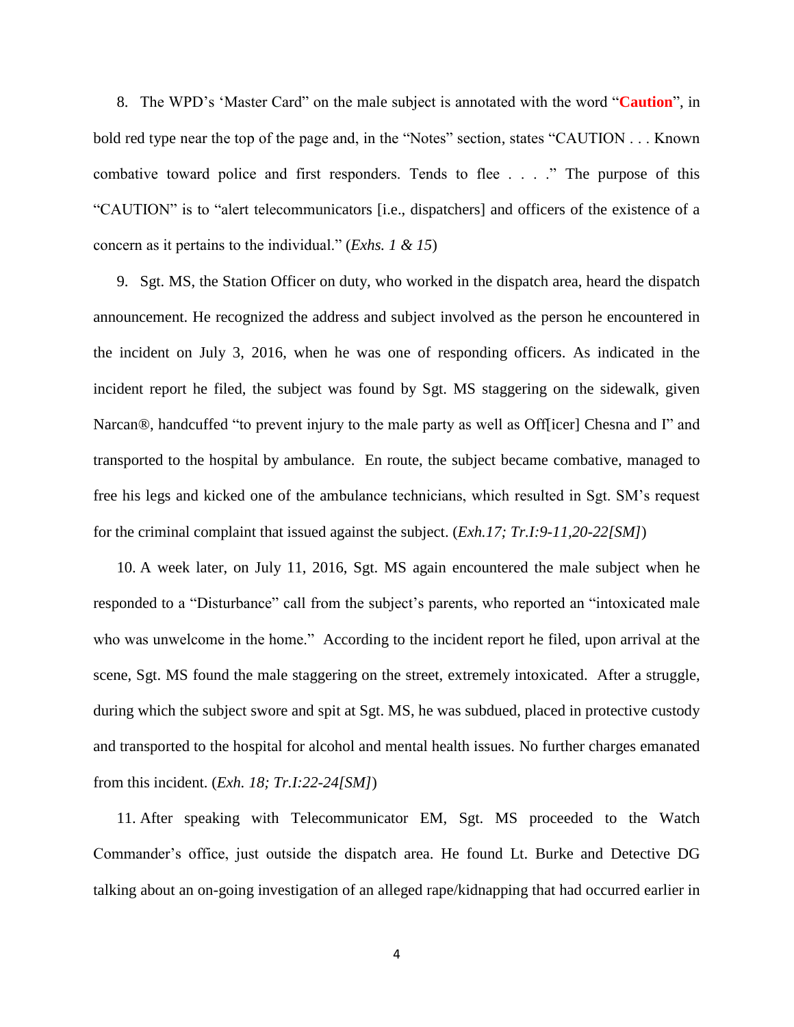8. The WPD's 'Master Card" on the male subject is annotated with the word "**Caution**", in bold red type near the top of the page and, in the "Notes" section, states "CAUTION . . . Known combative toward police and first responders. Tends to flee . . . ." The purpose of this "CAUTION" is to "alert telecommunicators [i.e., dispatchers] and officers of the existence of a concern as it pertains to the individual." (*Exhs. 1 & 15*)

9. Sgt. MS, the Station Officer on duty, who worked in the dispatch area, heard the dispatch announcement. He recognized the address and subject involved as the person he encountered in the incident on July 3, 2016, when he was one of responding officers. As indicated in the incident report he filed, the subject was found by Sgt. MS staggering on the sidewalk, given Narcan®, handcuffed "to prevent injury to the male party as well as Off[icer] Chesna and I" and transported to the hospital by ambulance. En route, the subject became combative, managed to free his legs and kicked one of the ambulance technicians, which resulted in Sgt. SM's request for the criminal complaint that issued against the subject. (*Exh.17; Tr.I:9-11,20-22[SM]*)

10. A week later, on July 11, 2016, Sgt. MS again encountered the male subject when he responded to a "Disturbance" call from the subject's parents, who reported an "intoxicated male who was unwelcome in the home." According to the incident report he filed, upon arrival at the scene, Sgt. MS found the male staggering on the street, extremely intoxicated. After a struggle, during which the subject swore and spit at Sgt. MS, he was subdued, placed in protective custody and transported to the hospital for alcohol and mental health issues. No further charges emanated from this incident. (*Exh. 18; Tr.I:22-24[SM]*)

11. After speaking with Telecommunicator EM, Sgt. MS proceeded to the Watch Commander's office, just outside the dispatch area. He found Lt. Burke and Detective DG talking about an on-going investigation of an alleged rape/kidnapping that had occurred earlier in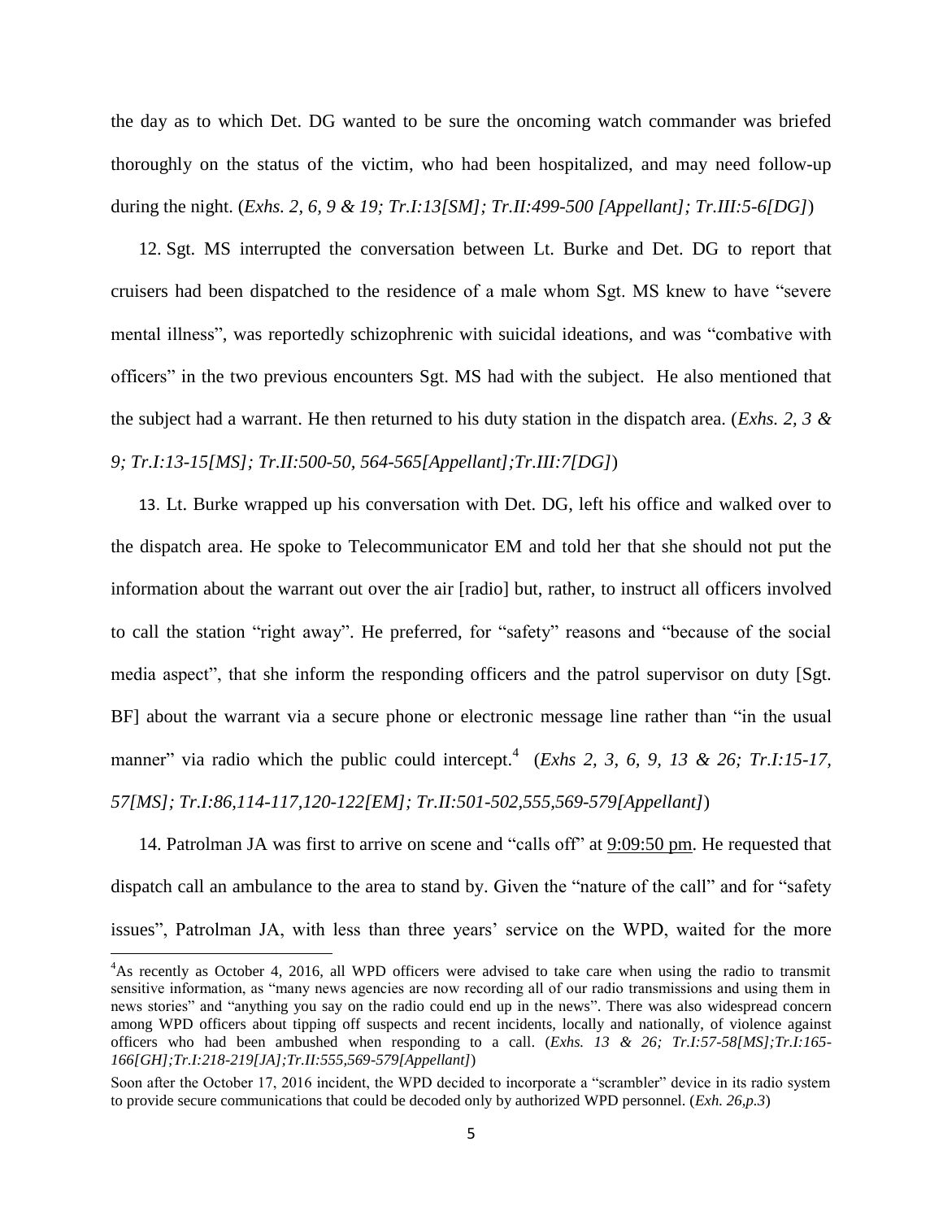the day as to which Det. DG wanted to be sure the oncoming watch commander was briefed thoroughly on the status of the victim, who had been hospitalized, and may need follow-up during the night. (*Exhs. 2, 6, 9 & 19; Tr.I:13[SM]; Tr.II:499-500 [Appellant]; Tr.III:5-6[DG]*)

12. Sgt. MS interrupted the conversation between Lt. Burke and Det. DG to report that cruisers had been dispatched to the residence of a male whom Sgt. MS knew to have "severe mental illness", was reportedly schizophrenic with suicidal ideations, and was "combative with officers" in the two previous encounters Sgt. MS had with the subject. He also mentioned that the subject had a warrant. He then returned to his duty station in the dispatch area. (*Exhs. 2, 3 & 9; Tr.I:13-15[MS]; Tr.II:500-50, 564-565[Appellant];Tr.III:7[DG]*)

13. Lt. Burke wrapped up his conversation with Det. DG, left his office and walked over to the dispatch area. He spoke to Telecommunicator EM and told her that she should not put the information about the warrant out over the air [radio] but, rather, to instruct all officers involved to call the station "right away". He preferred, for "safety" reasons and "because of the social media aspect", that she inform the responding officers and the patrol supervisor on duty [Sgt. BF] about the warrant via a secure phone or electronic message line rather than "in the usual manner" via radio which the public could intercept.[4] (*Exhs 2, 3, 6, 9, 13 & 26; Tr.I:15-17, 57[MS]; Tr.I:86,114-117,120-122[EM]; Tr.II:501-502,555,569-579[Appellant]*)

14. Patrolman JA was first to arrive on scene and "calls off" at 9:09:50 pm. He requested that dispatch call an ambulance to the area to stand by. Given the "nature of the call" and for "safety issues", Patrolman JA, with less than three years' service on the WPD, waited for the more

---

[4]As recently as October 4, 2016, all WPD officers were advised to take care when using the radio to transmit sensitive information, as "many news agencies are now recording all of our radio transmissions and using them in news stories" and "anything you say on the radio could end up in the news". There was also widespread concern among WPD officers about tipping off suspects and recent incidents, locally and nationally, of violence against officers who had been ambushed when responding to a call. (*Exhs. 13 & 26; Tr.I:57-58[MS];Tr.I:165-166[GH];Tr.I:218-219[JA];Tr.II:555,569-579[Appellant]*)

Soon after the October 17, 2016 incident, the WPD decided to incorporate a "scrambler" device in its radio system to provide secure communications that could be decoded only by authorized WPD personnel. (*Exh. 26,p.3*)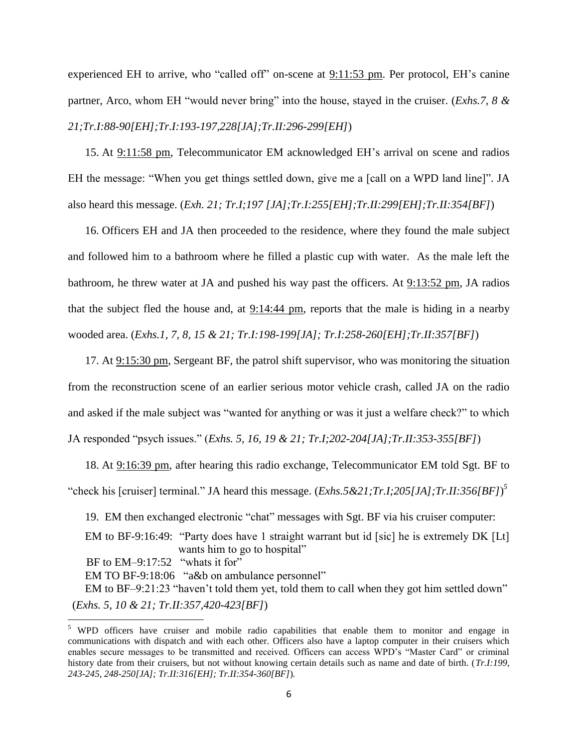experienced EH to arrive, who "called off" on-scene at 9:11:53 pm. Per protocol, EH's canine partner, Arco, whom EH "would never bring" into the house, stayed in the cruiser. (*Exhs.7, 8 & 21;Tr.I:88-90[EH];Tr.I:193-197,228[JA];Tr.II:296-299[EH]*)

15. At 9:11:58 pm, Telecommunicator EM acknowledged EH's arrival on scene and radios EH the message: "When you get things settled down, give me a [call on a WPD land line]". JA also heard this message. (*Exh. 21; Tr.I;197 [JA];Tr.I:255[EH];Tr.II:299[EH];Tr.II:354[BF]*)

16. Officers EH and JA then proceeded to the residence, where they found the male subject and followed him to a bathroom where he filled a plastic cup with water. As the male left the bathroom, he threw water at JA and pushed his way past the officers. At 9:13:52 pm, JA radios that the subject fled the house and, at 9:14:44 pm, reports that the male is hiding in a nearby wooded area. (*Exhs.1, 7, 8, 15 & 21; Tr.I:198-199[JA]; Tr.I:258-260[EH];Tr.II:357[BF]*)

17. At 9:15:30 pm, Sergeant BF, the patrol shift supervisor, who was monitoring the situation from the reconstruction scene of an earlier serious motor vehicle crash, called JA on the radio and asked if the male subject was "wanted for anything or was it just a welfare check?" to which JA responded "psych issues." (*Exhs. 5, 16, 19 & 21; Tr.I;202-204[JA];Tr.II:353-355[BF]*)

18. At 9:16:39 pm, after hearing this radio exchange, Telecommunicator EM told Sgt. BF to "check his [cruiser] terminal." JA heard this message. (*Exhs.5&21;Tr.I;205[JA];Tr.II:356[BF]*)[5]

19. EM then exchanged electronic "chat" messages with Sgt. BF via his cruiser computer:

EM to BF-9:16:49: "Party does have 1 straight warrant but id [sic] he is extremely DK [Lt] wants him to go to hospital"

BF to EM–9:17:52 "whats it for"

EM TO BF-9:18:06 "a&b on ambulance personnel"

EM to BF–9:21:23 "haven't told them yet, told them to call when they got him settled down"

(*Exhs. 5, 10 & 21; Tr.II:357,420-423[BF]*)

[5] WPD officers have cruiser and mobile radio capabilities that enable them to monitor and engage in communications with dispatch and with each other. Officers also have a laptop computer in their cruisers which enables secure messages to be transmitted and received. Officers can access WPD's "Master Card" or criminal history date from their cruisers, but not without knowing certain details such as name and date of birth. (*Tr.I:199, 243-245, 248-250[JA]; Tr.II:316[EH]; Tr.II:354-360[BF]*).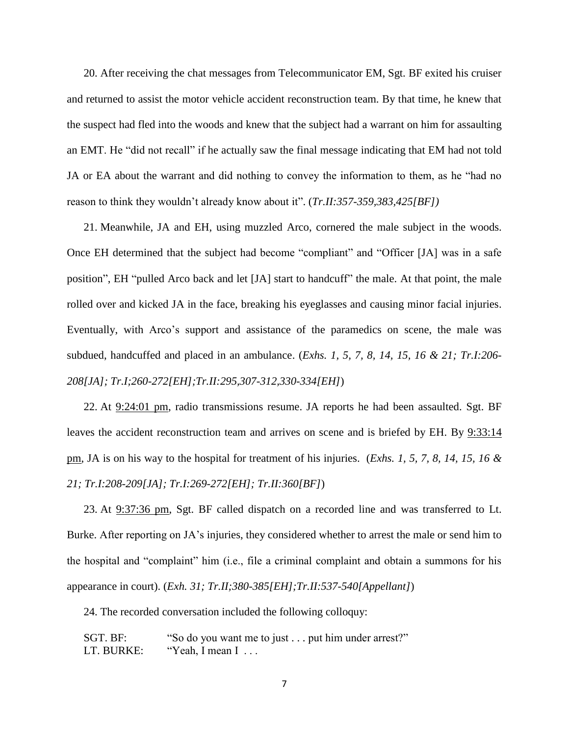20. After receiving the chat messages from Telecommunicator EM, Sgt. BF exited his cruiser and returned to assist the motor vehicle accident reconstruction team. By that time, he knew that the suspect had fled into the woods and knew that the subject had a warrant on him for assaulting an EMT. He "did not recall" if he actually saw the final message indicating that EM had not told JA or EA about the warrant and did nothing to convey the information to them, as he "had no reason to think they wouldn't already know about it". (*Tr.II:357-359,383,425[BF])*

21. Meanwhile, JA and EH, using muzzled Arco, cornered the male subject in the woods. Once EH determined that the subject had become "compliant" and "Officer [JA] was in a safe position", EH "pulled Arco back and let [JA] start to handcuff" the male. At that point, the male rolled over and kicked JA in the face, breaking his eyeglasses and causing minor facial injuries. Eventually, with Arco's support and assistance of the paramedics on scene, the male was subdued, handcuffed and placed in an ambulance. (*Exhs. 1, 5, 7, 8, 14, 15, 16 & 21; Tr.I:206-208[JA]; Tr.I;260-272[EH];Tr.II:295,307-312,330-334[EH]*)

22. At 9:24:01 pm, radio transmissions resume. JA reports he had been assaulted. Sgt. BF leaves the accident reconstruction team and arrives on scene and is briefed by EH. By 9:33:14 pm, JA is on his way to the hospital for treatment of his injuries. (*Exhs. 1, 5, 7, 8, 14, 15, 16 & 21; Tr.I:208-209[JA]; Tr.I:269-272[EH]; Tr.II:360[BF]*)

23. At 9:37:36 pm, Sgt. BF called dispatch on a recorded line and was transferred to Lt. Burke. After reporting on JA's injuries, they considered whether to arrest the male or send him to the hospital and "complaint" him (i.e., file a criminal complaint and obtain a summons for his appearance in court). (*Exh. 31; Tr.II;380-385[EH];Tr.II:537-540[Appellant]*)

24. The recorded conversation included the following colloquy:

SGT. BF: "So do you want me to just . . . put him under arrest?"
LT. BURKE: "Yeah, I mean I . . .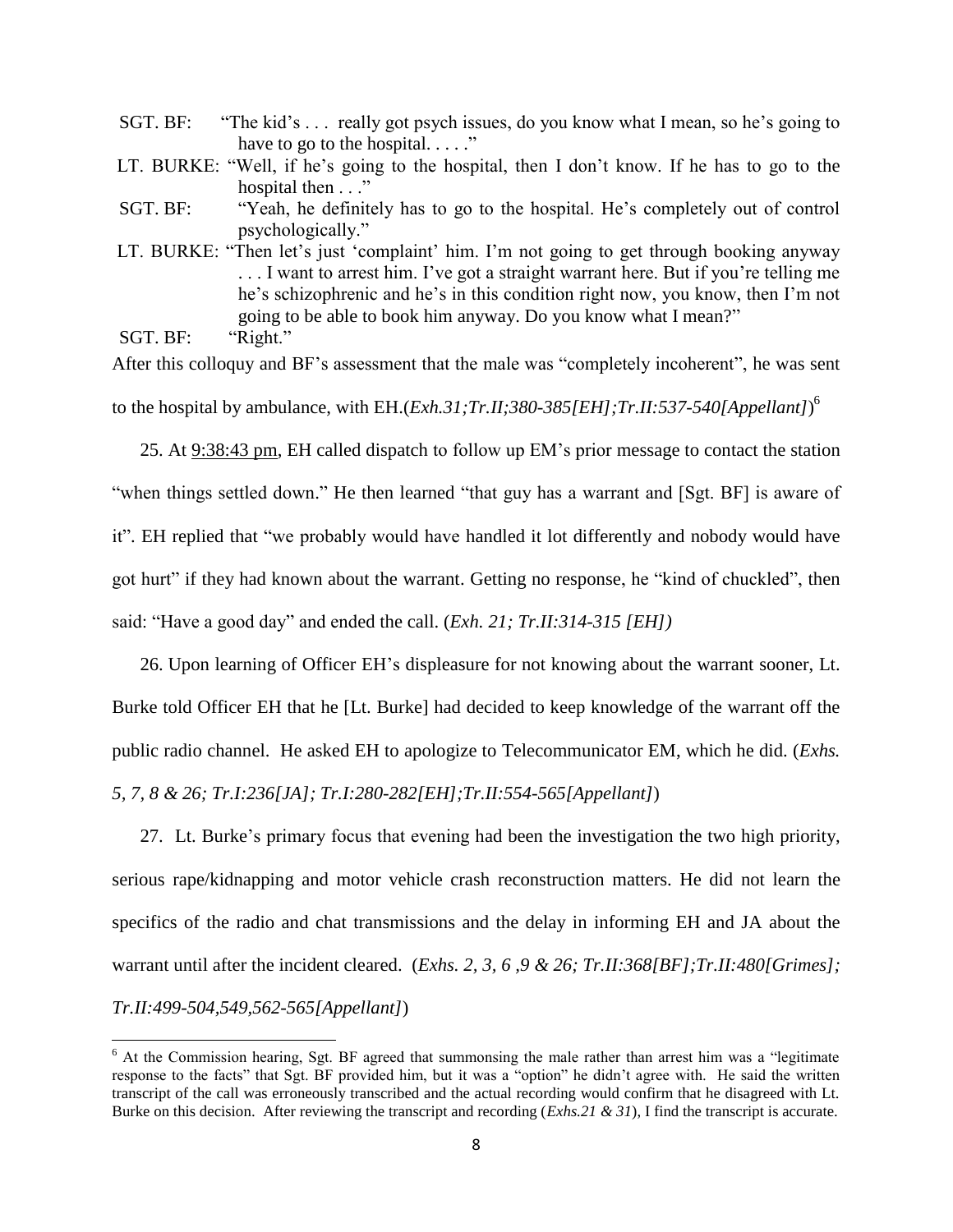SGT. BF: "The kid's . . . really got psych issues, do you know what I mean, so he's going to have to go to the hospital. . . . ."

LT. BURKE: "Well, if he's going to the hospital, then I don't know. If he has to go to the hospital then . . ."

SGT. BF: "Yeah, he definitely has to go to the hospital. He's completely out of control psychologically."

LT. BURKE: "Then let's just 'complaint' him. I'm not going to get through booking anyway . . . I want to arrest him. I've got a straight warrant here. But if you're telling me he's schizophrenic and he's in this condition right now, you know, then I'm not going to be able to book him anyway. Do you know what I mean?"

SGT. BF: "Right."

After this colloquy and BF's assessment that the male was "completely incoherent", he was sent to the hospital by ambulance, with EH.(*Exh.31;Tr.II;380-385[EH];Tr.II:537-540[Appellant]*)[6]

25. At 9:38:43 pm, EH called dispatch to follow up EM's prior message to contact the station "when things settled down." He then learned "that guy has a warrant and [Sgt. BF] is aware of it". EH replied that "we probably would have handled it lot differently and nobody would have got hurt" if they had known about the warrant. Getting no response, he "kind of chuckled", then said: "Have a good day" and ended the call. (*Exh. 21; Tr.II:314-315 [EH])*

26. Upon learning of Officer EH's displeasure for not knowing about the warrant sooner, Lt. Burke told Officer EH that he [Lt. Burke] had decided to keep knowledge of the warrant off the public radio channel. He asked EH to apologize to Telecommunicator EM, which he did. (*Exhs. 5, 7, 8 & 26; Tr.I:236[JA]; Tr.I:280-282[EH];Tr.II:554-565[Appellant]*)

27. Lt. Burke's primary focus that evening had been the investigation the two high priority, serious rape/kidnapping and motor vehicle crash reconstruction matters. He did not learn the specifics of the radio and chat transmissions and the delay in informing EH and JA about the warrant until after the incident cleared. (*Exhs. 2, 3, 6 ,9 & 26; Tr.II:368[BF];Tr.II:480[Grimes]; Tr.II:499-504,549,562-565[Appellant]*)

---

[6] At the Commission hearing, Sgt. BF agreed that summonsing the male rather than arrest him was a "legitimate response to the facts" that Sgt. BF provided him, but it was a "option" he didn't agree with. He said the written transcript of the call was erroneously transcribed and the actual recording would confirm that he disagreed with Lt. Burke on this decision. After reviewing the transcript and recording (*Exhs.21 & 31*), I find the transcript is accurate.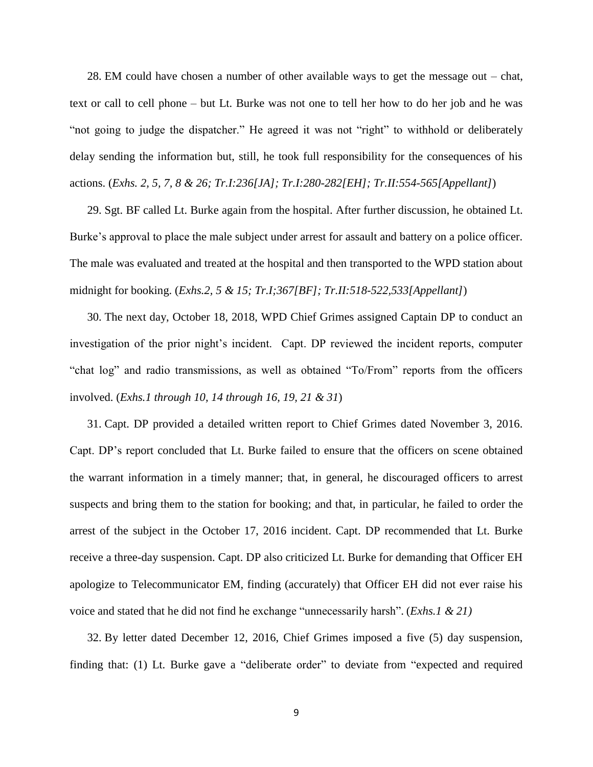28. EM could have chosen a number of other available ways to get the message out – chat, text or call to cell phone – but Lt. Burke was not one to tell her how to do her job and he was "not going to judge the dispatcher." He agreed it was not "right" to withhold or deliberately delay sending the information but, still, he took full responsibility for the consequences of his actions. (*Exhs. 2, 5, 7, 8 & 26; Tr.I:236[JA]; Tr.I:280-282[EH]; Tr.II:554-565[Appellant]*)

29. Sgt. BF called Lt. Burke again from the hospital. After further discussion, he obtained Lt. Burke's approval to place the male subject under arrest for assault and battery on a police officer. The male was evaluated and treated at the hospital and then transported to the WPD station about midnight for booking. (*Exhs.2, 5 & 15; Tr.I;367[BF]; Tr.II:518-522,533[Appellant]*)

30. The next day, October 18, 2018, WPD Chief Grimes assigned Captain DP to conduct an investigation of the prior night's incident. Capt. DP reviewed the incident reports, computer "chat log" and radio transmissions, as well as obtained "To/From" reports from the officers involved. (*Exhs.1 through 10, 14 through 16, 19, 21 & 31*)

31. Capt. DP provided a detailed written report to Chief Grimes dated November 3, 2016. Capt. DP's report concluded that Lt. Burke failed to ensure that the officers on scene obtained the warrant information in a timely manner; that, in general, he discouraged officers to arrest suspects and bring them to the station for booking; and that, in particular, he failed to order the arrest of the subject in the October 17, 2016 incident. Capt. DP recommended that Lt. Burke receive a three-day suspension. Capt. DP also criticized Lt. Burke for demanding that Officer EH apologize to Telecommunicator EM, finding (accurately) that Officer EH did not ever raise his voice and stated that he did not find he exchange "unnecessarily harsh". (*Exhs.1 & 21)*

32. By letter dated December 12, 2016, Chief Grimes imposed a five (5) day suspension, finding that: (1) Lt. Burke gave a "deliberate order" to deviate from "expected and required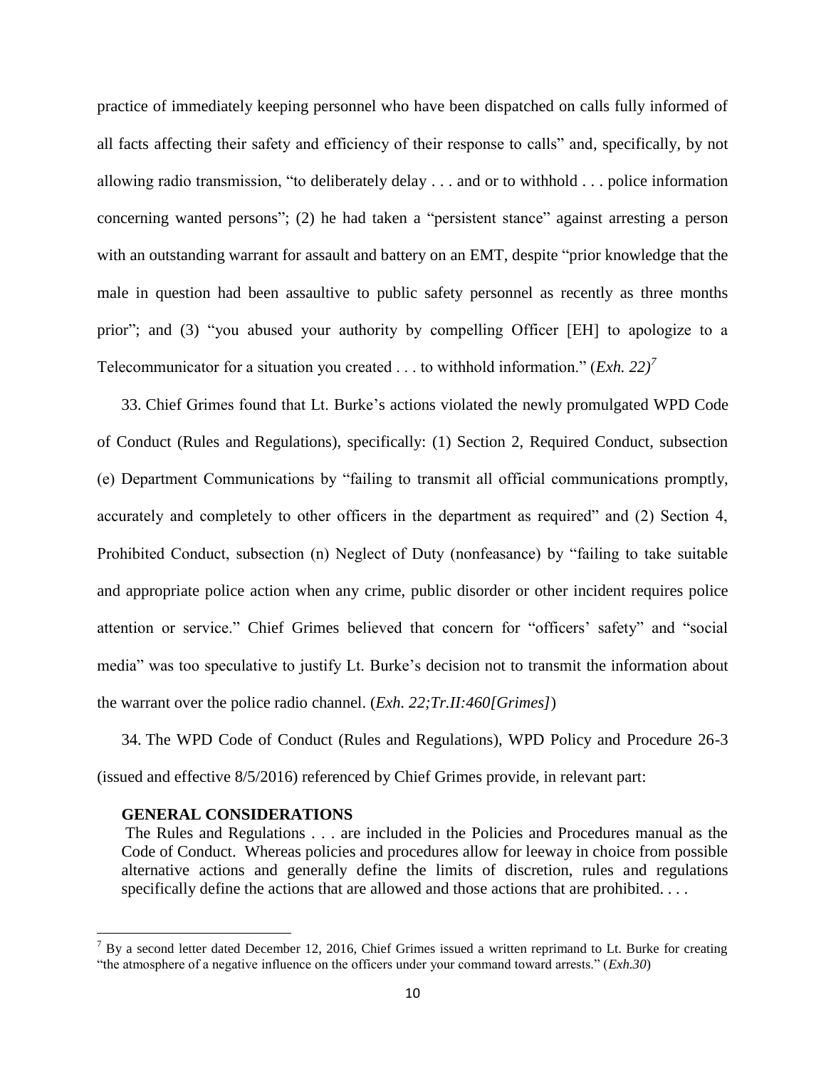practice of immediately keeping personnel who have been dispatched on calls fully informed of all facts affecting their safety and efficiency of their response to calls" and, specifically, by not allowing radio transmission, "to deliberately delay . . . and or to withhold . . . police information concerning wanted persons"; (2) he had taken a "persistent stance" against arresting a person with an outstanding warrant for assault and battery on an EMT, despite "prior knowledge that the male in question had been assaultive to public safety personnel as recently as three months prior"; and (3) "you abused your authority by compelling Officer [EH] to apologize to a Telecommunicator for a situation you created . . . to withhold information." (*Exh. 22)*[7]

33. Chief Grimes found that Lt. Burke's actions violated the newly promulgated WPD Code of Conduct (Rules and Regulations), specifically: (1) Section 2, Required Conduct, subsection (e) Department Communications by "failing to transmit all official communications promptly, accurately and completely to other officers in the department as required" and (2) Section 4, Prohibited Conduct, subsection (n) Neglect of Duty (nonfeasance) by "failing to take suitable and appropriate police action when any crime, public disorder or other incident requires police attention or service." Chief Grimes believed that concern for "officers' safety" and "social media" was too speculative to justify Lt. Burke's decision not to transmit the information about the warrant over the police radio channel. (*Exh. 22;Tr.II:460[Grimes]*)

34. The WPD Code of Conduct (Rules and Regulations), WPD Policy and Procedure 26-3 (issued and effective 8/5/2016) referenced by Chief Grimes provide, in relevant part:

> **GENERAL CONSIDERATIONS**
>
> The Rules and Regulations . . . are included in the Policies and Procedures manual as the Code of Conduct. Whereas policies and procedures allow for leeway in choice from possible alternative actions and generally define the limits of discretion, rules and regulations specifically define the actions that are allowed and those actions that are prohibited. . . .

---

[7] By a second letter dated December 12, 2016, Chief Grimes issued a written reprimand to Lt. Burke for creating "the atmosphere of a negative influence on the officers under your command toward arrests." (*Exh.30*)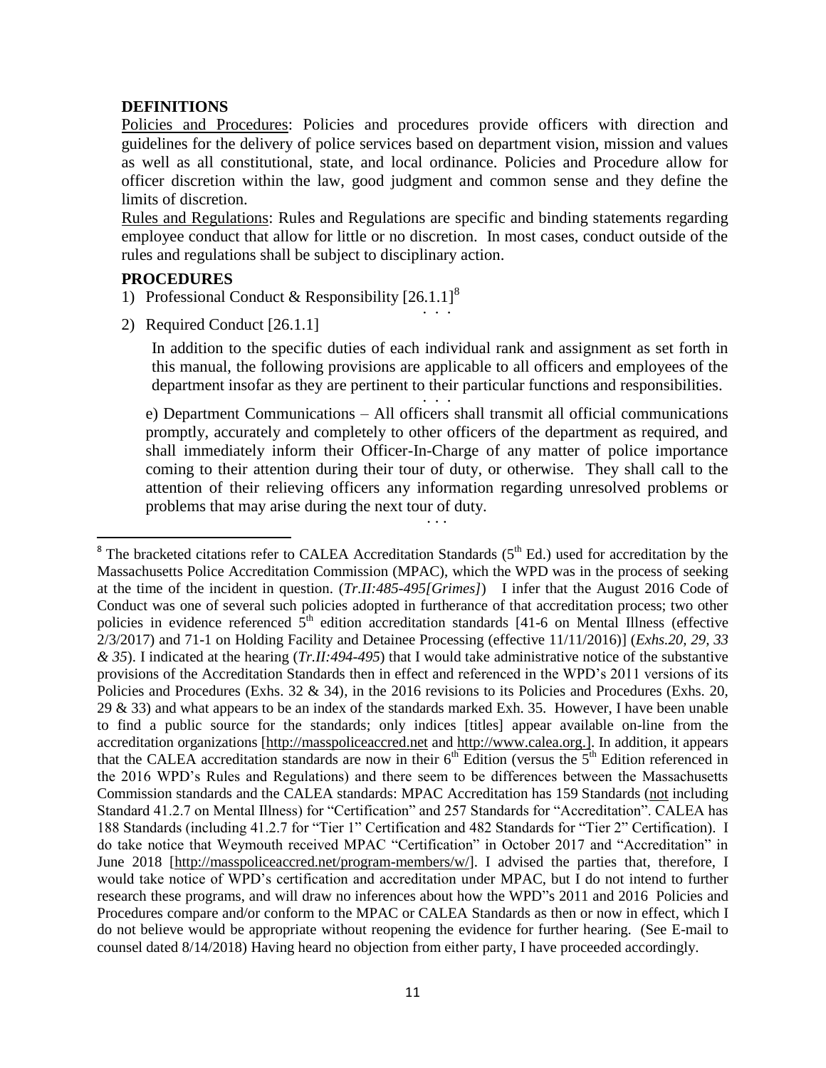**DEFINITIONS**

Policies and Procedures: Policies and procedures provide officers with direction and guidelines for the delivery of police services based on department vision, mission and values as well as all constitutional, state, and local ordinance. Policies and Procedure allow for officer discretion within the law, good judgment and common sense and they define the limits of discretion.

Rules and Regulations: Rules and Regulations are specific and binding statements regarding employee conduct that allow for little or no discretion. In most cases, conduct outside of the rules and regulations shall be subject to disciplinary action.

**PROCEDURES**

1) Professional Conduct & Responsibility [26.1.1][8]

. . .

2) Required Conduct [26.1.1]

In addition to the specific duties of each individual rank and assignment as set forth in this manual, the following provisions are applicable to all officers and employees of the department insofar as they are pertinent to their particular functions and responsibilities.

. . .

e) Department Communications – All officers shall transmit all official communications promptly, accurately and completely to other officers of the department as required, and shall immediately inform their Officer-In-Charge of any matter of police importance coming to their attention during their tour of duty, or otherwise. They shall call to the attention of their relieving officers any information regarding unresolved problems or problems that may arise during the next tour of duty.

. . .

---

[8] The bracketed citations refer to CALEA Accreditation Standards (5th Ed.) used for accreditation by the Massachusetts Police Accreditation Commission (MPAC), which the WPD was in the process of seeking at the time of the incident in question. (*Tr.II:485-495[Grimes]*) I infer that the August 2016 Code of Conduct was one of several such policies adopted in furtherance of that accreditation process; two other policies in evidence referenced 5th edition accreditation standards [41-6 on Mental Illness (effective 2/3/2017) and 71-1 on Holding Facility and Detainee Processing (effective 11/11/2016)] (*Exhs.20, 29, 33 & 35*). I indicated at the hearing (*Tr.II:494-495*) that I would take administrative notice of the substantive provisions of the Accreditation Standards then in effect and referenced in the WPD's 2011 versions of its Policies and Procedures (Exhs. 32 & 34), in the 2016 revisions to its Policies and Procedures (Exhs. 20, 29 & 33) and what appears to be an index of the standards marked Exh. 35. However, I have been unable to find a public source for the standards; only indices [titles] appear available on-line from the accreditation organizations [http://masspoliceaccred.net and http://www.calea.org.]. In addition, it appears that the CALEA accreditation standards are now in their 6th Edition (versus the 5th Edition referenced in the 2016 WPD's Rules and Regulations) and there seem to be differences between the Massachusetts Commission standards and the CALEA standards: MPAC Accreditation has 159 Standards (not including Standard 41.2.7 on Mental Illness) for "Certification" and 257 Standards for "Accreditation". CALEA has 188 Standards (including 41.2.7 for "Tier 1" Certification and 482 Standards for "Tier 2" Certification). I do take notice that Weymouth received MPAC "Certification" in October 2017 and "Accreditation" in June 2018 [http://masspoliceaccred.net/program-members/w/]. I advised the parties that, therefore, I would take notice of WPD's certification and accreditation under MPAC, but I do not intend to further research these programs, and will draw no inferences about how the WPD"s 2011 and 2016 Policies and Procedures compare and/or conform to the MPAC or CALEA Standards as then or now in effect, which I do not believe would be appropriate without reopening the evidence for further hearing. (See E-mail to counsel dated 8/14/2018) Having heard no objection from either party, I have proceeded accordingly.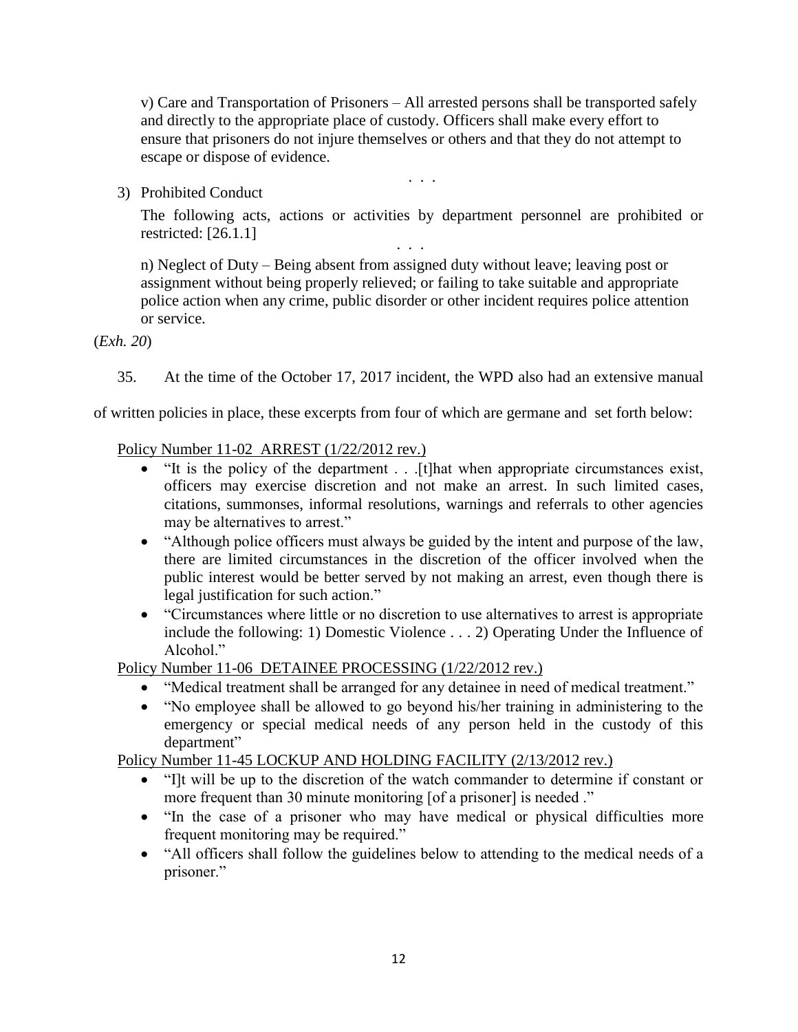v) Care and Transportation of Prisoners – All arrested persons shall be transported safely and directly to the appropriate place of custody. Officers shall make every effort to ensure that prisoners do not injure themselves or others and that they do not attempt to escape or dispose of evidence.

. . .

3) Prohibited Conduct

The following acts, actions or activities by department personnel are prohibited or restricted: [26.1.1]

. . .

n) Neglect of Duty – Being absent from assigned duty without leave; leaving post or assignment without being properly relieved; or failing to take suitable and appropriate police action when any crime, public disorder or other incident requires police attention or service.

(*Exh. 20*)

35. At the time of the October 17, 2017 incident, the WPD also had an extensive manual of written policies in place, these excerpts from four of which are germane and set forth below:

Policy Number 11-02 ARREST (1/22/2012 rev.)

- "It is the policy of the department . . .[t]hat when appropriate circumstances exist, officers may exercise discretion and not make an arrest. In such limited cases, citations, summonses, informal resolutions, warnings and referrals to other agencies may be alternatives to arrest."
- "Although police officers must always be guided by the intent and purpose of the law, there are limited circumstances in the discretion of the officer involved when the public interest would be better served by not making an arrest, even though there is legal justification for such action."
- "Circumstances where little or no discretion to use alternatives to arrest is appropriate include the following: 1) Domestic Violence . . . 2) Operating Under the Influence of Alcohol."

Policy Number 11-06 DETAINEE PROCESSING (1/22/2012 rev.)

- "Medical treatment shall be arranged for any detainee in need of medical treatment."
- "No employee shall be allowed to go beyond his/her training in administering to the emergency or special medical needs of any person held in the custody of this department"

Policy Number 11-45 LOCKUP AND HOLDING FACILITY (2/13/2012 rev.)

- "I]t will be up to the discretion of the watch commander to determine if constant or more frequent than 30 minute monitoring [of a prisoner] is needed ."
- "In the case of a prisoner who may have medical or physical difficulties more frequent monitoring may be required."
- "All officers shall follow the guidelines below to attending to the medical needs of a prisoner."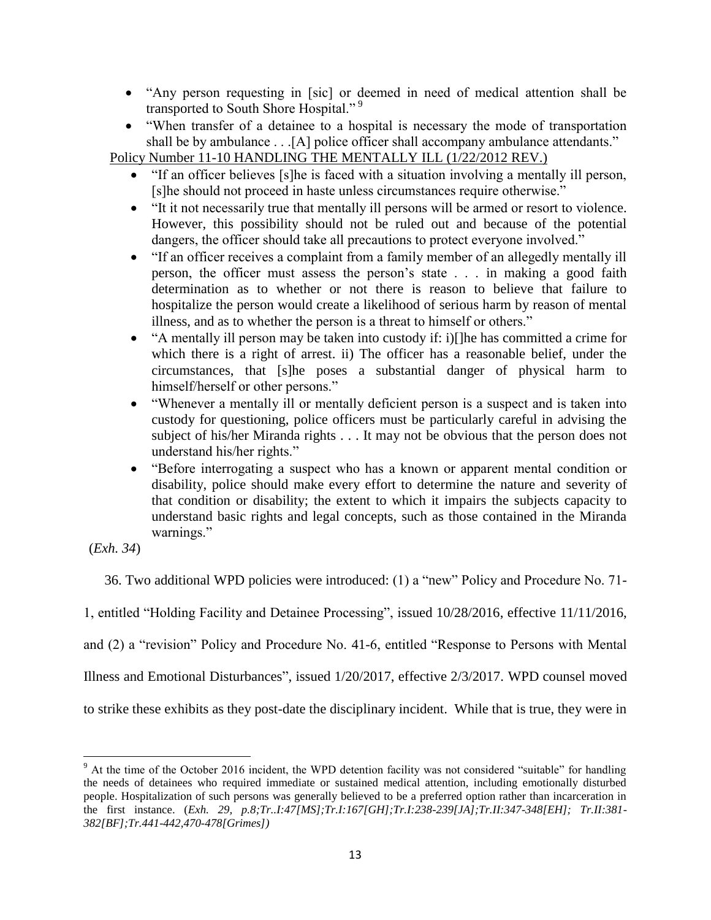- "Any person requesting in [sic] or deemed in need of medical attention shall be transported to South Shore Hospital."[9]
- "When transfer of a detainee to a hospital is necessary the mode of transportation shall be by ambulance . . .[A] police officer shall accompany ambulance attendants."

Policy Number 11-10 HANDLING THE MENTALLY ILL (1/22/2012 REV.)

- "If an officer believes [s]he is faced with a situation involving a mentally ill person, [s]he should not proceed in haste unless circumstances require otherwise."
- "It it not necessarily true that mentally ill persons will be armed or resort to violence. However, this possibility should not be ruled out and because of the potential dangers, the officer should take all precautions to protect everyone involved."
- "If an officer receives a complaint from a family member of an allegedly mentally ill person, the officer must assess the person's state . . . in making a good faith determination as to whether or not there is reason to believe that failure to hospitalize the person would create a likelihood of serious harm by reason of mental illness, and as to whether the person is a threat to himself or others."
- "A mentally ill person may be taken into custody if: i)[]he has committed a crime for which there is a right of arrest. ii) The officer has a reasonable belief, under the circumstances, that [s]he poses a substantial danger of physical harm to himself/herself or other persons."
- "Whenever a mentally ill or mentally deficient person is a suspect and is taken into custody for questioning, police officers must be particularly careful in advising the subject of his/her Miranda rights . . . It may not be obvious that the person does not understand his/her rights."
- "Before interrogating a suspect who has a known or apparent mental condition or disability, police should make every effort to determine the nature and severity of that condition or disability; the extent to which it impairs the subjects capacity to understand basic rights and legal concepts, such as those contained in the Miranda warnings."

(*Exh. 34*)

36. Two additional WPD policies were introduced: (1) a "new" Policy and Procedure No. 71-1, entitled "Holding Facility and Detainee Processing", issued 10/28/2016, effective 11/11/2016, and (2) a "revision" Policy and Procedure No. 41-6, entitled "Response to Persons with Mental Illness and Emotional Disturbances", issued 1/20/2017, effective 2/3/2017. WPD counsel moved to strike these exhibits as they post-date the disciplinary incident. While that is true, they were in

---

[9] At the time of the October 2016 incident, the WPD detention facility was not considered "suitable" for handling the needs of detainees who required immediate or sustained medical attention, including emotionally disturbed people. Hospitalization of such persons was generally believed to be a preferred option rather than incarceration in the first instance. (*Exh. 29, p.8;Tr..I:47[MS];Tr.I:167[GH];Tr.I:238-239[JA];Tr.II:347-348[EH]; Tr.II:381-382[BF];Tr.441-442,470-478[Grimes]*)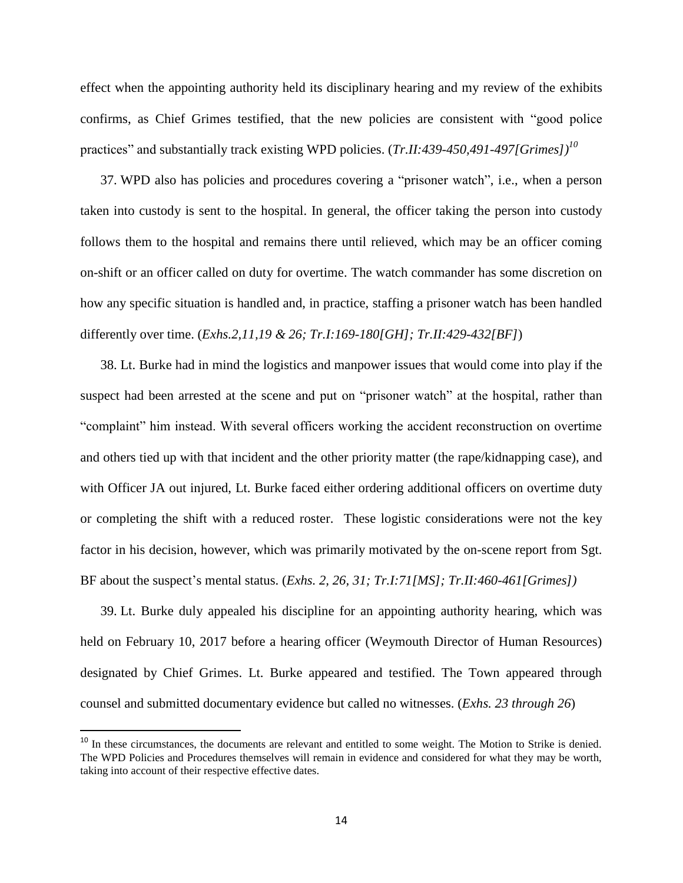effect when the appointing authority held its disciplinary hearing and my review of the exhibits confirms, as Chief Grimes testified, that the new policies are consistent with "good police practices" and substantially track existing WPD policies. (*Tr.II:439-450,491-497[Grimes])*[10]

37. WPD also has policies and procedures covering a "prisoner watch", i.e., when a person taken into custody is sent to the hospital. In general, the officer taking the person into custody follows them to the hospital and remains there until relieved, which may be an officer coming on-shift or an officer called on duty for overtime. The watch commander has some discretion on how any specific situation is handled and, in practice, staffing a prisoner watch has been handled differently over time. (*Exhs.2,11,19 & 26; Tr.I:169-180[GH]; Tr.II:429-432[BF]*)

38. Lt. Burke had in mind the logistics and manpower issues that would come into play if the suspect had been arrested at the scene and put on "prisoner watch" at the hospital, rather than "complaint" him instead. With several officers working the accident reconstruction on overtime and others tied up with that incident and the other priority matter (the rape/kidnapping case), and with Officer JA out injured, Lt. Burke faced either ordering additional officers on overtime duty or completing the shift with a reduced roster. These logistic considerations were not the key factor in his decision, however, which was primarily motivated by the on-scene report from Sgt. BF about the suspect's mental status. (*Exhs. 2, 26, 31; Tr.I:71[MS]; Tr.II:460-461[Grimes])*

39. Lt. Burke duly appealed his discipline for an appointing authority hearing, which was held on February 10, 2017 before a hearing officer (Weymouth Director of Human Resources) designated by Chief Grimes. Lt. Burke appeared and testified. The Town appeared through counsel and submitted documentary evidence but called no witnesses. (*Exhs. 23 through 26*)

---

[10] In these circumstances, the documents are relevant and entitled to some weight. The Motion to Strike is denied. The WPD Policies and Procedures themselves will remain in evidence and considered for what they may be worth, taking into account of their respective effective dates.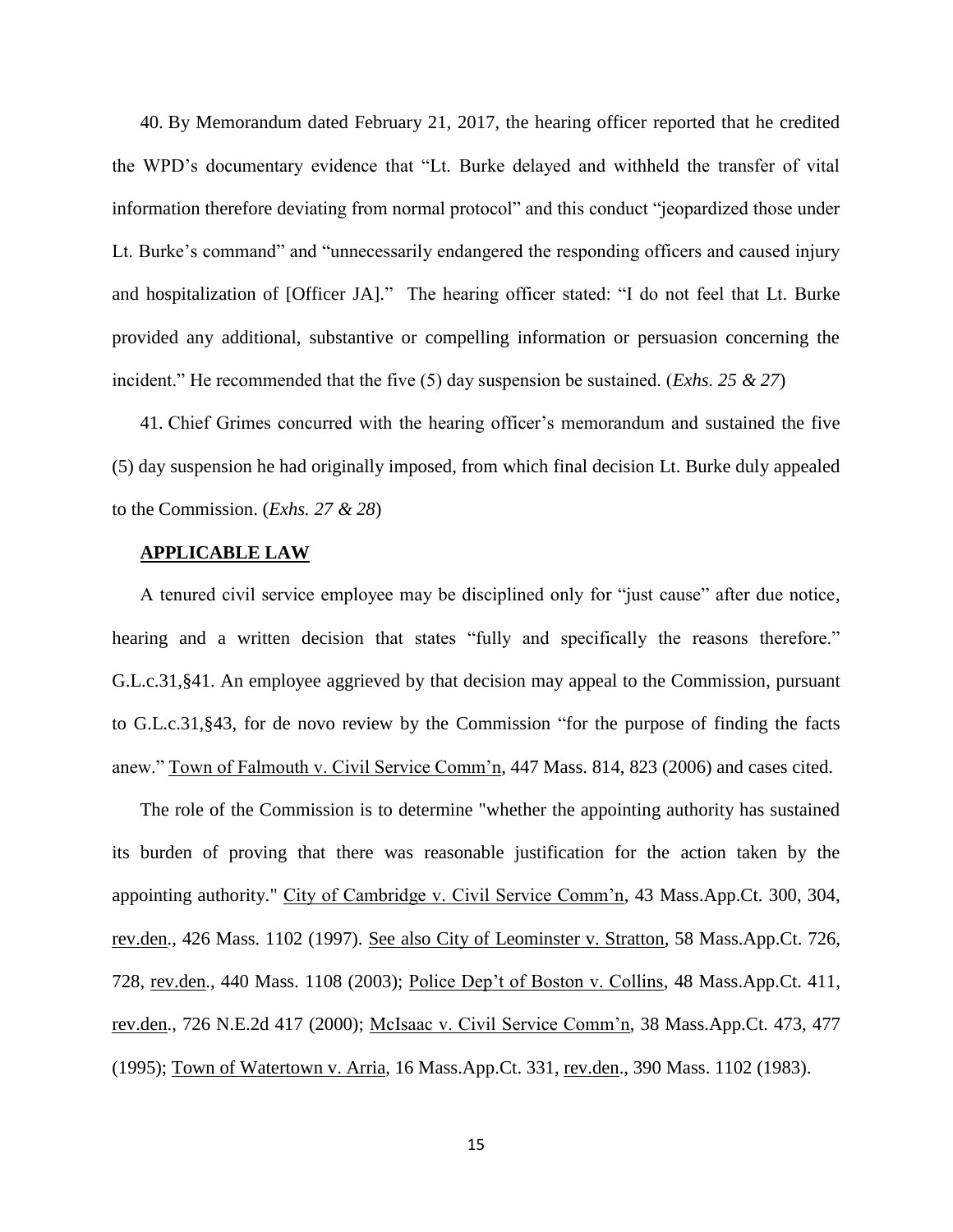40. By Memorandum dated February 21, 2017, the hearing officer reported that he credited the WPD's documentary evidence that "Lt. Burke delayed and withheld the transfer of vital information therefore deviating from normal protocol" and this conduct "jeopardized those under Lt. Burke's command" and "unnecessarily endangered the responding officers and caused injury and hospitalization of [Officer JA]." The hearing officer stated: "I do not feel that Lt. Burke provided any additional, substantive or compelling information or persuasion concerning the incident." He recommended that the five (5) day suspension be sustained. (*Exhs. 25 & 27*)

41. Chief Grimes concurred with the hearing officer's memorandum and sustained the five (5) day suspension he had originally imposed, from which final decision Lt. Burke duly appealed to the Commission. (*Exhs. 27 & 28*)

**APPLICABLE LAW**

A tenured civil service employee may be disciplined only for "just cause" after due notice, hearing and a written decision that states "fully and specifically the reasons therefore." G.L.c.31,§41. An employee aggrieved by that decision may appeal to the Commission, pursuant to G.L.c.31,§43, for de novo review by the Commission "for the purpose of finding the facts anew." Town of Falmouth v. Civil Service Comm'n, 447 Mass. 814, 823 (2006) and cases cited.

The role of the Commission is to determine "whether the appointing authority has sustained its burden of proving that there was reasonable justification for the action taken by the appointing authority." City of Cambridge v. Civil Service Comm'n, 43 Mass.App.Ct. 300, 304, rev.den., 426 Mass. 1102 (1997). See also City of Leominster v. Stratton, 58 Mass.App.Ct. 726, 728, rev.den., 440 Mass. 1108 (2003); Police Dep't of Boston v. Collins, 48 Mass.App.Ct. 411, rev.den., 726 N.E.2d 417 (2000); McIsaac v. Civil Service Comm'n, 38 Mass.App.Ct. 473, 477 (1995); Town of Watertown v. Arria, 16 Mass.App.Ct. 331, rev.den., 390 Mass. 1102 (1983).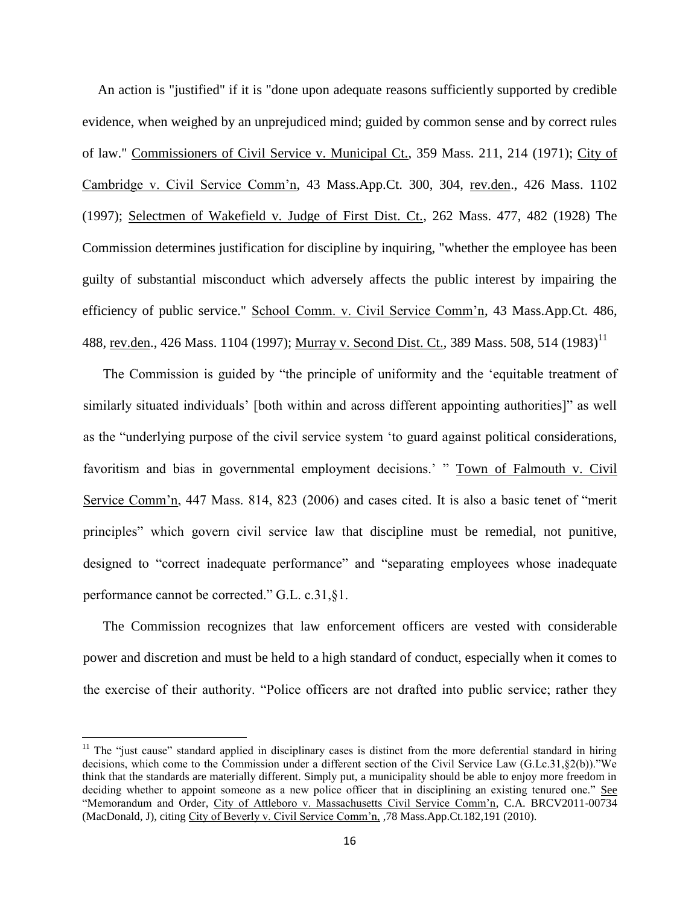An action is "justified" if it is "done upon adequate reasons sufficiently supported by credible evidence, when weighed by an unprejudiced mind; guided by common sense and by correct rules of law." Commissioners of Civil Service v. Municipal Ct., 359 Mass. 211, 214 (1971); City of Cambridge v. Civil Service Comm'n, 43 Mass.App.Ct. 300, 304, rev.den., 426 Mass. 1102 (1997); Selectmen of Wakefield v. Judge of First Dist. Ct., 262 Mass. 477, 482 (1928) The Commission determines justification for discipline by inquiring, "whether the employee has been guilty of substantial misconduct which adversely affects the public interest by impairing the efficiency of public service." School Comm. v. Civil Service Comm'n, 43 Mass.App.Ct. 486, 488, rev.den., 426 Mass. 1104 (1997); Murray v. Second Dist. Ct., 389 Mass. 508, 514 (1983)[11]

The Commission is guided by "the principle of uniformity and the 'equitable treatment of similarly situated individuals' [both within and across different appointing authorities]" as well as the "underlying purpose of the civil service system 'to guard against political considerations, favoritism and bias in governmental employment decisions.' " Town of Falmouth v. Civil Service Comm'n, 447 Mass. 814, 823 (2006) and cases cited. It is also a basic tenet of "merit principles" which govern civil service law that discipline must be remedial, not punitive, designed to "correct inadequate performance" and "separating employees whose inadequate performance cannot be corrected." G.L. c.31,§1.

The Commission recognizes that law enforcement officers are vested with considerable power and discretion and must be held to a high standard of conduct, especially when it comes to the exercise of their authority. "Police officers are not drafted into public service; rather they

---

[11] The "just cause" standard applied in disciplinary cases is distinct from the more deferential standard in hiring decisions, which come to the Commission under a different section of the Civil Service Law (G.Lc.31,§2(b))."We think that the standards are materially different. Simply put, a municipality should be able to enjoy more freedom in deciding whether to appoint someone as a new police officer that in disciplining an existing tenured one." See "Memorandum and Order, City of Attleboro v. Massachusetts Civil Service Comm'n, C.A. BRCV2011-00734 (MacDonald, J), citing City of Beverly v. Civil Service Comm'n, ,78 Mass.App.Ct.182,191 (2010).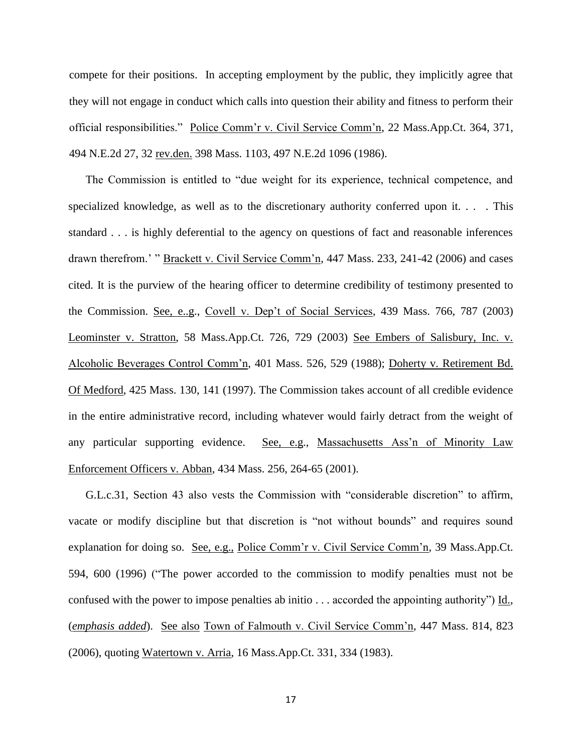compete for their positions. In accepting employment by the public, they implicitly agree that they will not engage in conduct which calls into question their ability and fitness to perform their official responsibilities." Police Comm'r v. Civil Service Comm'n, 22 Mass.App.Ct. 364, 371, 494 N.E.2d 27, 32 rev.den. 398 Mass. 1103, 497 N.E.2d 1096 (1986).

The Commission is entitled to "due weight for its experience, technical competence, and specialized knowledge, as well as to the discretionary authority conferred upon it. . . . This standard . . . is highly deferential to the agency on questions of fact and reasonable inferences drawn therefrom.' " Brackett v. Civil Service Comm'n, 447 Mass. 233, 241-42 (2006) and cases cited. It is the purview of the hearing officer to determine credibility of testimony presented to the Commission. See, e..g., Covell v. Dep't of Social Services, 439 Mass. 766, 787 (2003) Leominster v. Stratton, 58 Mass.App.Ct. 726, 729 (2003) See Embers of Salisbury, Inc. v. Alcoholic Beverages Control Comm'n, 401 Mass. 526, 529 (1988); Doherty v. Retirement Bd. Of Medford, 425 Mass. 130, 141 (1997). The Commission takes account of all credible evidence in the entire administrative record, including whatever would fairly detract from the weight of any particular supporting evidence. See, e.g., Massachusetts Ass'n of Minority Law Enforcement Officers v. Abban, 434 Mass. 256, 264-65 (2001).

G.L.c.31, Section 43 also vests the Commission with "considerable discretion" to affirm, vacate or modify discipline but that discretion is "not without bounds" and requires sound explanation for doing so. See, e.g., Police Comm'r v. Civil Service Comm'n, 39 Mass.App.Ct. 594, 600 (1996) ("The power accorded to the commission to modify penalties must not be confused with the power to impose penalties ab initio . . . accorded the appointing authority") Id., (*emphasis added*). See also Town of Falmouth v. Civil Service Comm'n, 447 Mass. 814, 823 (2006), quoting Watertown v. Arria, 16 Mass.App.Ct. 331, 334 (1983).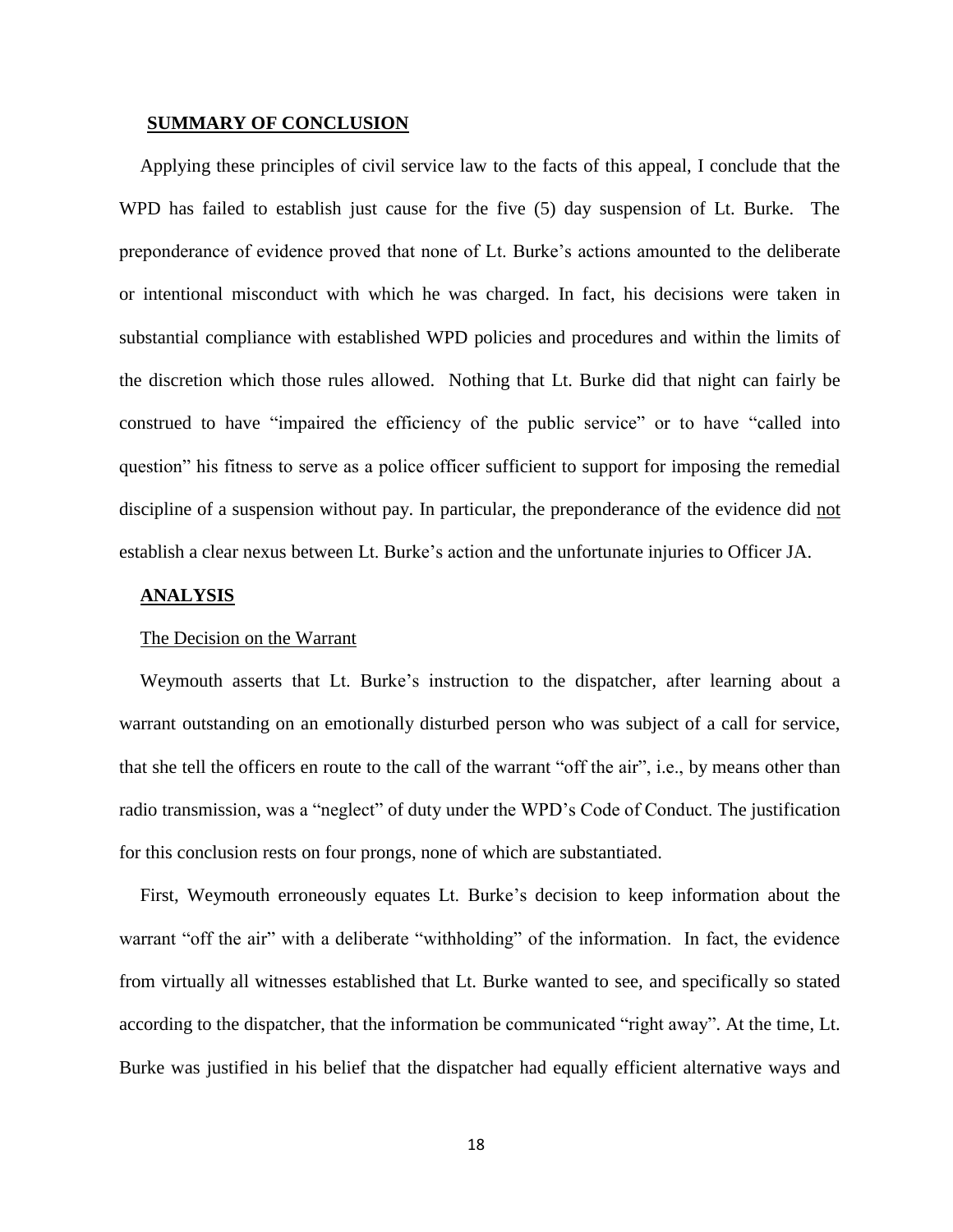## SUMMARY OF CONCLUSION

Applying these principles of civil service law to the facts of this appeal, I conclude that the WPD has failed to establish just cause for the five (5) day suspension of Lt. Burke. The preponderance of evidence proved that none of Lt. Burke's actions amounted to the deliberate or intentional misconduct with which he was charged. In fact, his decisions were taken in substantial compliance with established WPD policies and procedures and within the limits of the discretion which those rules allowed. Nothing that Lt. Burke did that night can fairly be construed to have "impaired the efficiency of the public service" or to have "called into question" his fitness to serve as a police officer sufficient to support for imposing the remedial discipline of a suspension without pay. In particular, the preponderance of the evidence did not establish a clear nexus between Lt. Burke's action and the unfortunate injuries to Officer JA.

## ANALYSIS

### The Decision on the Warrant

Weymouth asserts that Lt. Burke's instruction to the dispatcher, after learning about a warrant outstanding on an emotionally disturbed person who was subject of a call for service, that she tell the officers en route to the call of the warrant "off the air", i.e., by means other than radio transmission, was a "neglect" of duty under the WPD's Code of Conduct. The justification for this conclusion rests on four prongs, none of which are substantiated.

First, Weymouth erroneously equates Lt. Burke's decision to keep information about the warrant "off the air" with a deliberate "withholding" of the information. In fact, the evidence from virtually all witnesses established that Lt. Burke wanted to see, and specifically so stated according to the dispatcher, that the information be communicated "right away". At the time, Lt. Burke was justified in his belief that the dispatcher had equally efficient alternative ways and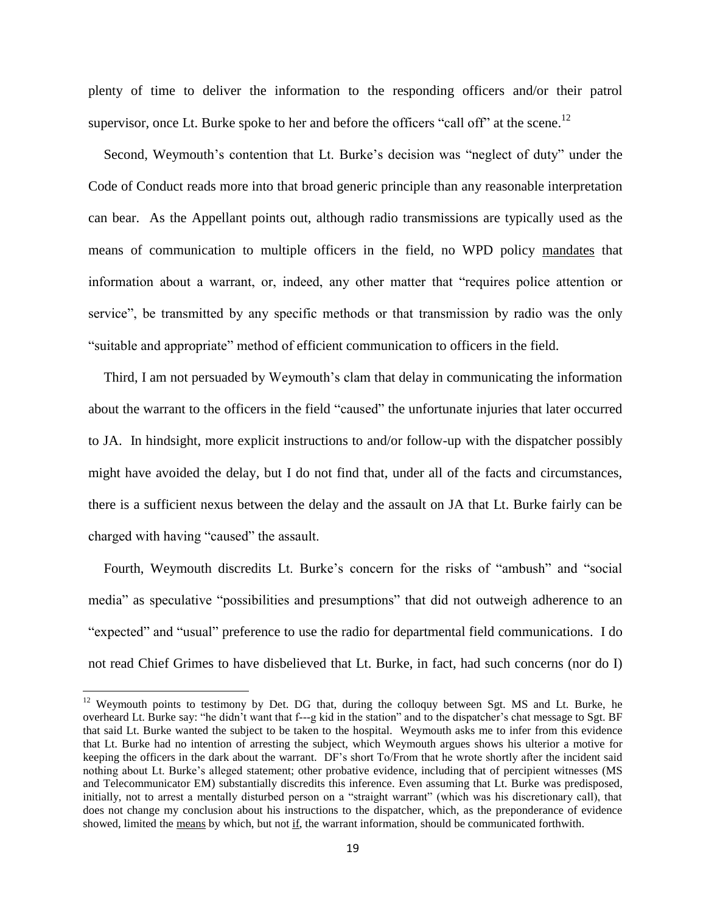plenty of time to deliver the information to the responding officers and/or their patrol supervisor, once Lt. Burke spoke to her and before the officers "call off" at the scene.[12]

Second, Weymouth's contention that Lt. Burke's decision was "neglect of duty" under the Code of Conduct reads more into that broad generic principle than any reasonable interpretation can bear. As the Appellant points out, although radio transmissions are typically used as the means of communication to multiple officers in the field, no WPD policy <u>mandates</u> that information about a warrant, or, indeed, any other matter that "requires police attention or service", be transmitted by any specific methods or that transmission by radio was the only "suitable and appropriate" method of efficient communication to officers in the field.

Third, I am not persuaded by Weymouth's clam that delay in communicating the information about the warrant to the officers in the field "caused" the unfortunate injuries that later occurred to JA. In hindsight, more explicit instructions to and/or follow-up with the dispatcher possibly might have avoided the delay, but I do not find that, under all of the facts and circumstances, there is a sufficient nexus between the delay and the assault on JA that Lt. Burke fairly can be charged with having "caused" the assault.

Fourth, Weymouth discredits Lt. Burke's concern for the risks of "ambush" and "social media" as speculative "possibilities and presumptions" that did not outweigh adherence to an "expected" and "usual" preference to use the radio for departmental field communications. I do not read Chief Grimes to have disbelieved that Lt. Burke, in fact, had such concerns (nor do I)

---

[12] Weymouth points to testimony by Det. DG that, during the colloquy between Sgt. MS and Lt. Burke, he overheard Lt. Burke say: "he didn't want that f---g kid in the station" and to the dispatcher's chat message to Sgt. BF that said Lt. Burke wanted the subject to be taken to the hospital. Weymouth asks me to infer from this evidence that Lt. Burke had no intention of arresting the subject, which Weymouth argues shows his ulterior a motive for keeping the officers in the dark about the warrant. DF's short To/From that he wrote shortly after the incident said nothing about Lt. Burke's alleged statement; other probative evidence, including that of percipient witnesses (MS and Telecommunicator EM) substantially discredits this inference. Even assuming that Lt. Burke was predisposed, initially, not to arrest a mentally disturbed person on a "straight warrant" (which was his discretionary call), that does not change my conclusion about his instructions to the dispatcher, which, as the preponderance of evidence showed, limited the <u>means</u> by which, but not <u>if</u>, the warrant information, should be communicated forthwith.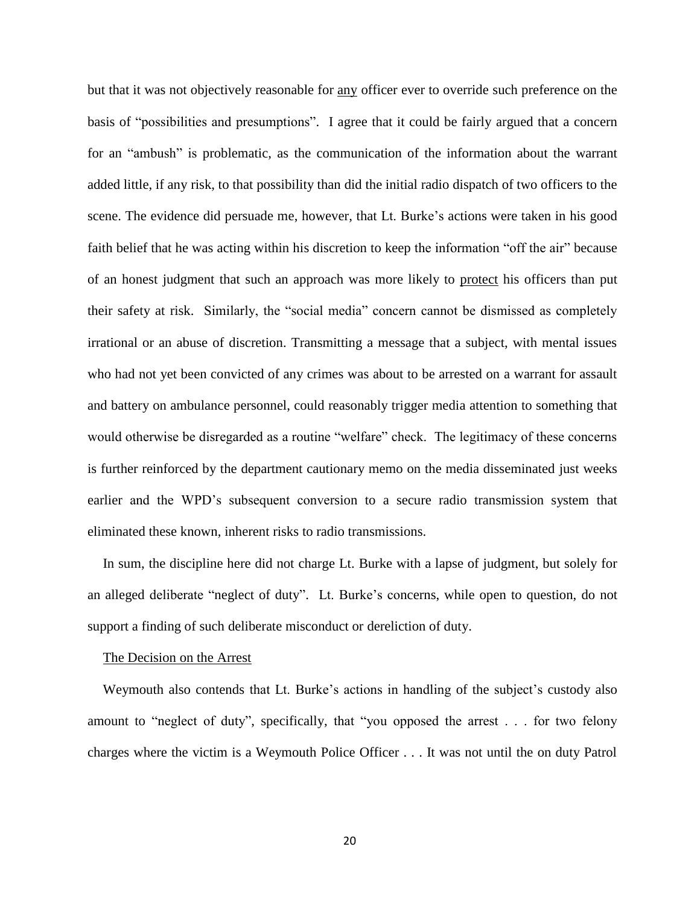but that it was not objectively reasonable for <u>any</u> officer ever to override such preference on the basis of “possibilities and presumptions”. I agree that it could be fairly argued that a concern for an “ambush” is problematic, as the communication of the information about the warrant added little, if any risk, to that possibility than did the initial radio dispatch of two officers to the scene. The evidence did persuade me, however, that Lt. Burke’s actions were taken in his good faith belief that he was acting within his discretion to keep the information “off the air” because of an honest judgment that such an approach was more likely to <u>protect</u> his officers than put their safety at risk. Similarly, the “social media” concern cannot be dismissed as completely irrational or an abuse of discretion. Transmitting a message that a subject, with mental issues who had not yet been convicted of any crimes was about to be arrested on a warrant for assault and battery on ambulance personnel, could reasonably trigger media attention to something that would otherwise be disregarded as a routine “welfare” check. The legitimacy of these concerns is further reinforced by the department cautionary memo on the media disseminated just weeks earlier and the WPD’s subsequent conversion to a secure radio transmission system that eliminated these known, inherent risks to radio transmissions.

In sum, the discipline here did not charge Lt. Burke with a lapse of judgment, but solely for an alleged deliberate “neglect of duty”. Lt. Burke’s concerns, while open to question, do not support a finding of such deliberate misconduct or dereliction of duty.

<u>The Decision on the Arrest</u>

Weymouth also contends that Lt. Burke’s actions in handling of the subject’s custody also amount to “neglect of duty”, specifically, that “you opposed the arrest . . . for two felony charges where the victim is a Weymouth Police Officer . . . It was not until the on duty Patrol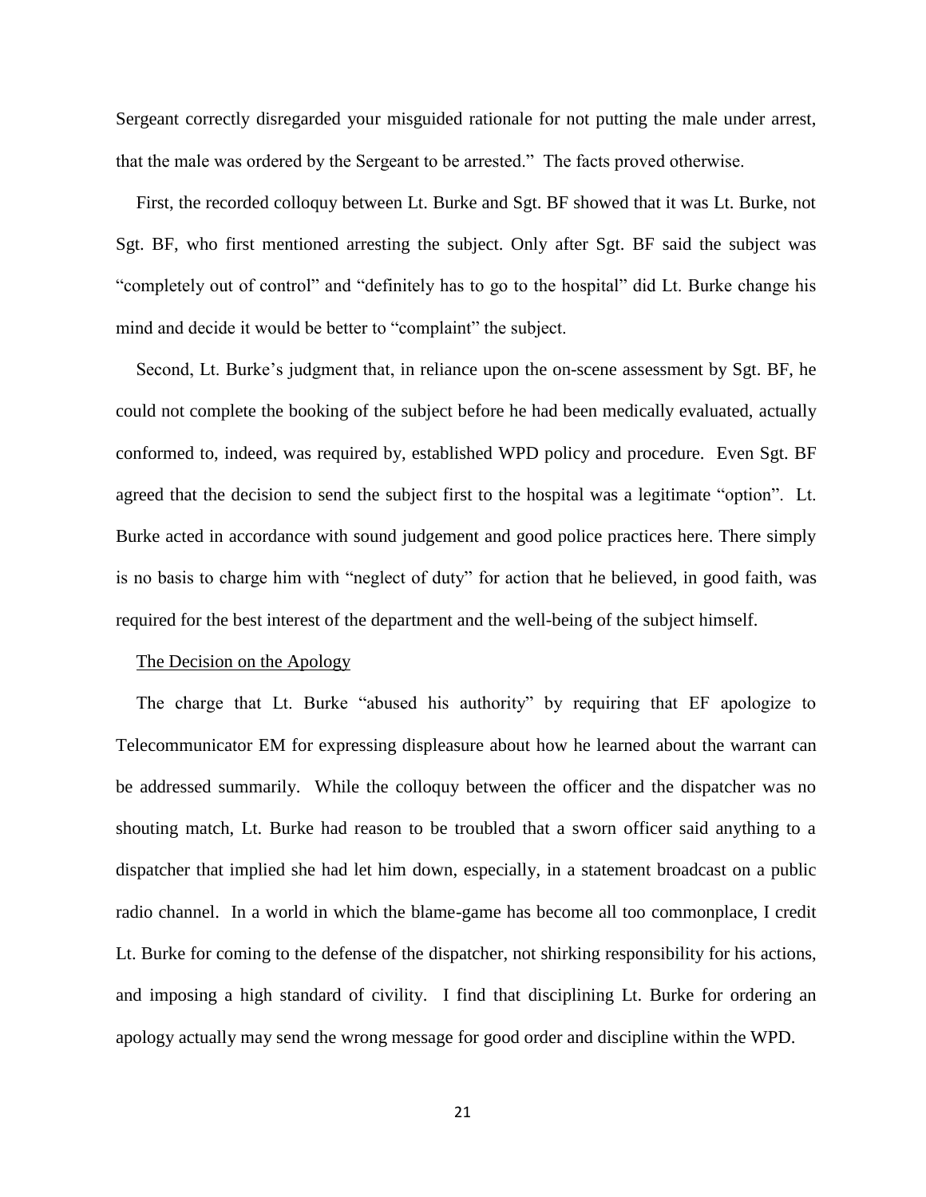Sergeant correctly disregarded your misguided rationale for not putting the male under arrest, that the male was ordered by the Sergeant to be arrested." The facts proved otherwise.

First, the recorded colloquy between Lt. Burke and Sgt. BF showed that it was Lt. Burke, not Sgt. BF, who first mentioned arresting the subject. Only after Sgt. BF said the subject was "completely out of control" and "definitely has to go to the hospital" did Lt. Burke change his mind and decide it would be better to "complaint" the subject.

Second, Lt. Burke's judgment that, in reliance upon the on-scene assessment by Sgt. BF, he could not complete the booking of the subject before he had been medically evaluated, actually conformed to, indeed, was required by, established WPD policy and procedure. Even Sgt. BF agreed that the decision to send the subject first to the hospital was a legitimate "option". Lt. Burke acted in accordance with sound judgement and good police practices here. There simply is no basis to charge him with "neglect of duty" for action that he believed, in good faith, was required for the best interest of the department and the well-being of the subject himself.

<u>The Decision on the Apology</u>

The charge that Lt. Burke "abused his authority" by requiring that EF apologize to Telecommunicator EM for expressing displeasure about how he learned about the warrant can be addressed summarily. While the colloquy between the officer and the dispatcher was no shouting match, Lt. Burke had reason to be troubled that a sworn officer said anything to a dispatcher that implied she had let him down, especially, in a statement broadcast on a public radio channel. In a world in which the blame-game has become all too commonplace, I credit Lt. Burke for coming to the defense of the dispatcher, not shirking responsibility for his actions, and imposing a high standard of civility. I find that disciplining Lt. Burke for ordering an apology actually may send the wrong message for good order and discipline within the WPD.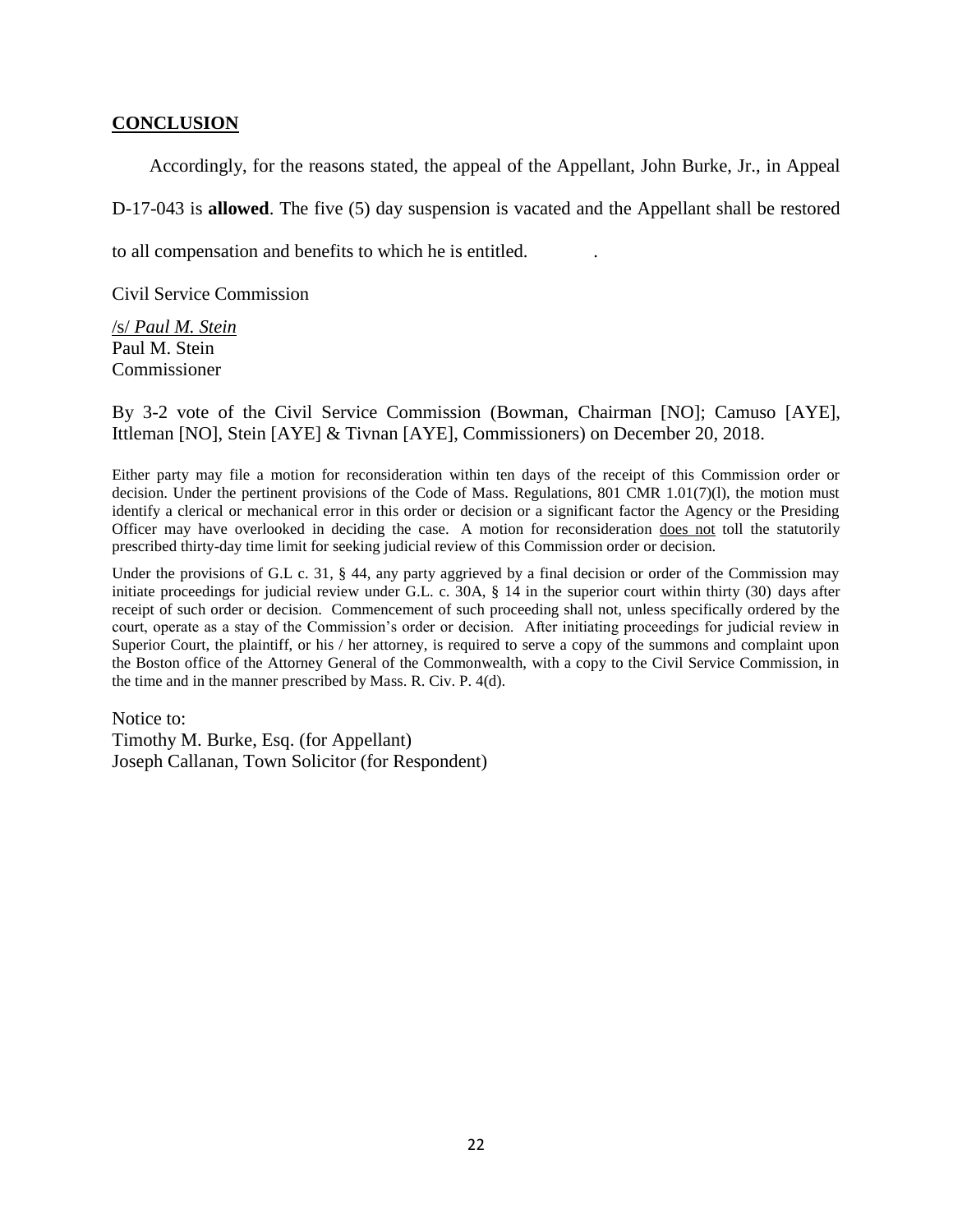## **CONCLUSION**

Accordingly, for the reasons stated, the appeal of the Appellant, John Burke, Jr., in Appeal D-17-043 is **allowed**. The five (5) day suspension is vacated and the Appellant shall be restored to all compensation and benefits to which he is entitled. .

Civil Service Commission

/s/ *Paul M. Stein*
Paul M. Stein
Commissioner

By 3-2 vote of the Civil Service Commission (Bowman, Chairman [NO]; Camuso [AYE], Ittleman [NO], Stein [AYE] & Tivnan [AYE], Commissioners) on December 20, 2018.

Either party may file a motion for reconsideration within ten days of the receipt of this Commission order or decision. Under the pertinent provisions of the Code of Mass. Regulations, 801 CMR 1.01(7)(l), the motion must identify a clerical or mechanical error in this order or decision or a significant factor the Agency or the Presiding Officer may have overlooked in deciding the case. A motion for reconsideration does not toll the statutorily prescribed thirty-day time limit for seeking judicial review of this Commission order or decision.

Under the provisions of G.L c. 31, § 44, any party aggrieved by a final decision or order of the Commission may initiate proceedings for judicial review under G.L. c. 30A, § 14 in the superior court within thirty (30) days after receipt of such order or decision. Commencement of such proceeding shall not, unless specifically ordered by the court, operate as a stay of the Commission's order or decision. After initiating proceedings for judicial review in Superior Court, the plaintiff, or his / her attorney, is required to serve a copy of the summons and complaint upon the Boston office of the Attorney General of the Commonwealth, with a copy to the Civil Service Commission, in the time and in the manner prescribed by Mass. R. Civ. P. 4(d).

Notice to:
Timothy M. Burke, Esq. (for Appellant)
Joseph Callanan, Town Solicitor (for Respondent)